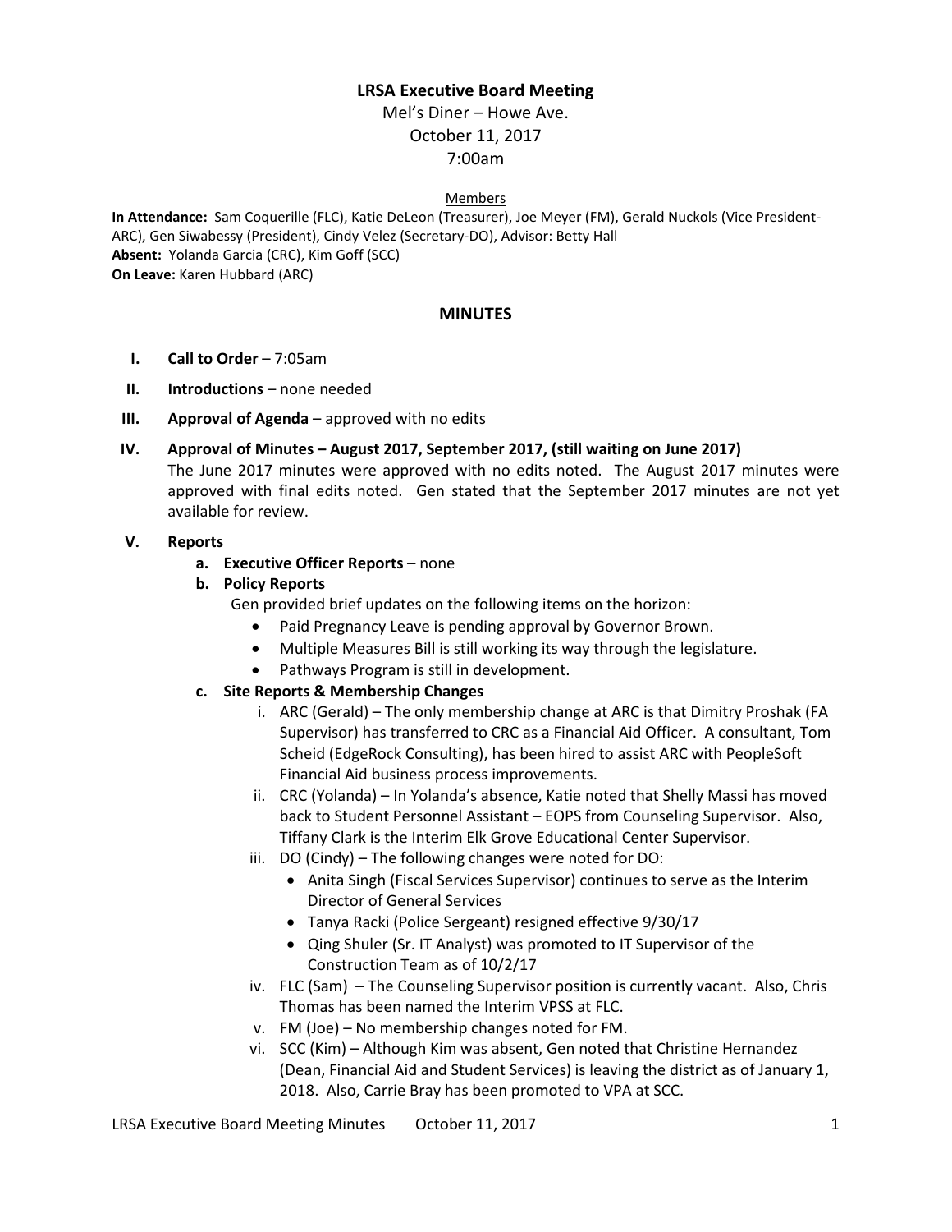# LRSA Executive Board Meeting

Mel's Diner – Howe Ave.
October 11, 2017
7:00am

Members

**In Attendance:** Sam Coquerille (FLC), Katie DeLeon (Treasurer), Joe Meyer (FM), Gerald Nuckols (Vice President-ARC), Gen Siwabessy (President), Cindy Velez (Secretary-DO), Advisor: Betty Hall
**Absent:** Yolanda Garcia (CRC), Kim Goff (SCC)
**On Leave:** Karen Hubbard (ARC)

## MINUTES

I. **Call to Order** – 7:05am

II. **Introductions** – none needed

III. **Approval of Agenda** – approved with no edits

IV. **Approval of Minutes – August 2017, September 2017, (still waiting on June 2017)**
The June 2017 minutes were approved with no edits noted. The August 2017 minutes were approved with final edits noted. Gen stated that the September 2017 minutes are not yet available for review.

V. **Reports**

a. **Executive Officer Reports** – none

b. **Policy Reports**
Gen provided brief updates on the following items on the horizon:
- Paid Pregnancy Leave is pending approval by Governor Brown.
- Multiple Measures Bill is still working its way through the legislature.
- Pathways Program is still in development.

c. **Site Reports & Membership Changes**

i. ARC (Gerald) – The only membership change at ARC is that Dimitry Proshak (FA Supervisor) has transferred to CRC as a Financial Aid Officer. A consultant, Tom Scheid (EdgeRock Consulting), has been hired to assist ARC with PeopleSoft Financial Aid business process improvements.

ii. CRC (Yolanda) – In Yolanda's absence, Katie noted that Shelly Massi has moved back to Student Personnel Assistant – EOPS from Counseling Supervisor. Also, Tiffany Clark is the Interim Elk Grove Educational Center Supervisor.

iii. DO (Cindy) – The following changes were noted for DO:
- Anita Singh (Fiscal Services Supervisor) continues to serve as the Interim Director of General Services
- Tanya Racki (Police Sergeant) resigned effective 9/30/17
- Qing Shuler (Sr. IT Analyst) was promoted to IT Supervisor of the Construction Team as of 10/2/17

iv. FLC (Sam) – The Counseling Supervisor position is currently vacant. Also, Chris Thomas has been named the Interim VPSS at FLC.

v. FM (Joe) – No membership changes noted for FM.

vi. SCC (Kim) – Although Kim was absent, Gen noted that Christine Hernandez (Dean, Financial Aid and Student Services) is leaving the district as of January 1, 2018. Also, Carrie Bray has been promoted to VPA at SCC.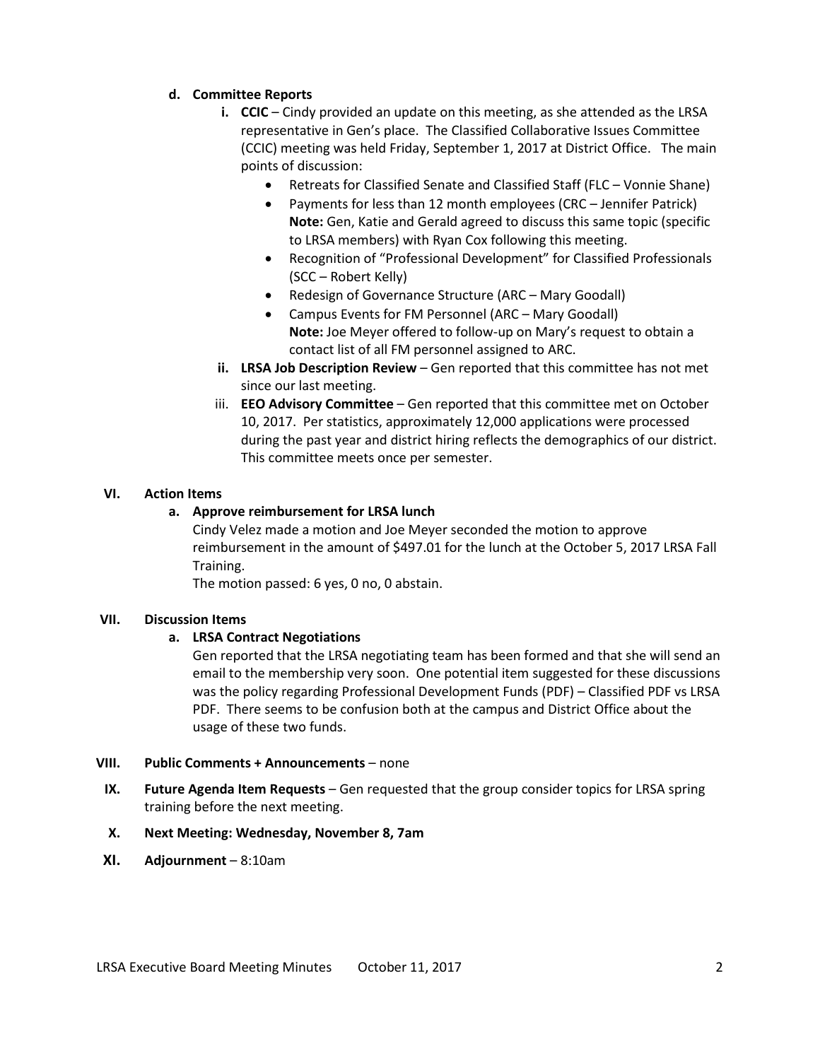**d. Committee Reports**

**i. CCIC** – Cindy provided an update on this meeting, as she attended as the LRSA representative in Gen's place. The Classified Collaborative Issues Committee (CCIC) meeting was held Friday, September 1, 2017 at District Office. The main points of discussion:

- Retreats for Classified Senate and Classified Staff (FLC – Vonnie Shane)
- Payments for less than 12 month employees (CRC – Jennifer Patrick)
  **Note:** Gen, Katie and Gerald agreed to discuss this same topic (specific to LRSA members) with Ryan Cox following this meeting.
- Recognition of "Professional Development" for Classified Professionals (SCC – Robert Kelly)
- Redesign of Governance Structure (ARC – Mary Goodall)
- Campus Events for FM Personnel (ARC – Mary Goodall)
  **Note:** Joe Meyer offered to follow-up on Mary's request to obtain a contact list of all FM personnel assigned to ARC.

**ii. LRSA Job Description Review** – Gen reported that this committee has not met since our last meeting.

iii. **EEO Advisory Committee** – Gen reported that this committee met on October 10, 2017. Per statistics, approximately 12,000 applications were processed during the past year and district hiring reflects the demographics of our district. This committee meets once per semester.

## VI. Action Items

**a. Approve reimbursement for LRSA lunch**

Cindy Velez made a motion and Joe Meyer seconded the motion to approve reimbursement in the amount of $497.01 for the lunch at the October 5, 2017 LRSA Fall Training.

The motion passed: 6 yes, 0 no, 0 abstain.

## VII. Discussion Items

**a. LRSA Contract Negotiations**

Gen reported that the LRSA negotiating team has been formed and that she will send an email to the membership very soon. One potential item suggested for these discussions was the policy regarding Professional Development Funds (PDF) – Classified PDF vs LRSA PDF. There seems to be confusion both at the campus and District Office about the usage of these two funds.

## VIII. Public Comments + Announcements – none

## IX. Future Agenda Item Requests – Gen requested that the group consider topics for LRSA spring training before the next meeting.

## X. Next Meeting: Wednesday, November 8, 7am

## XI. Adjournment – 8:10am